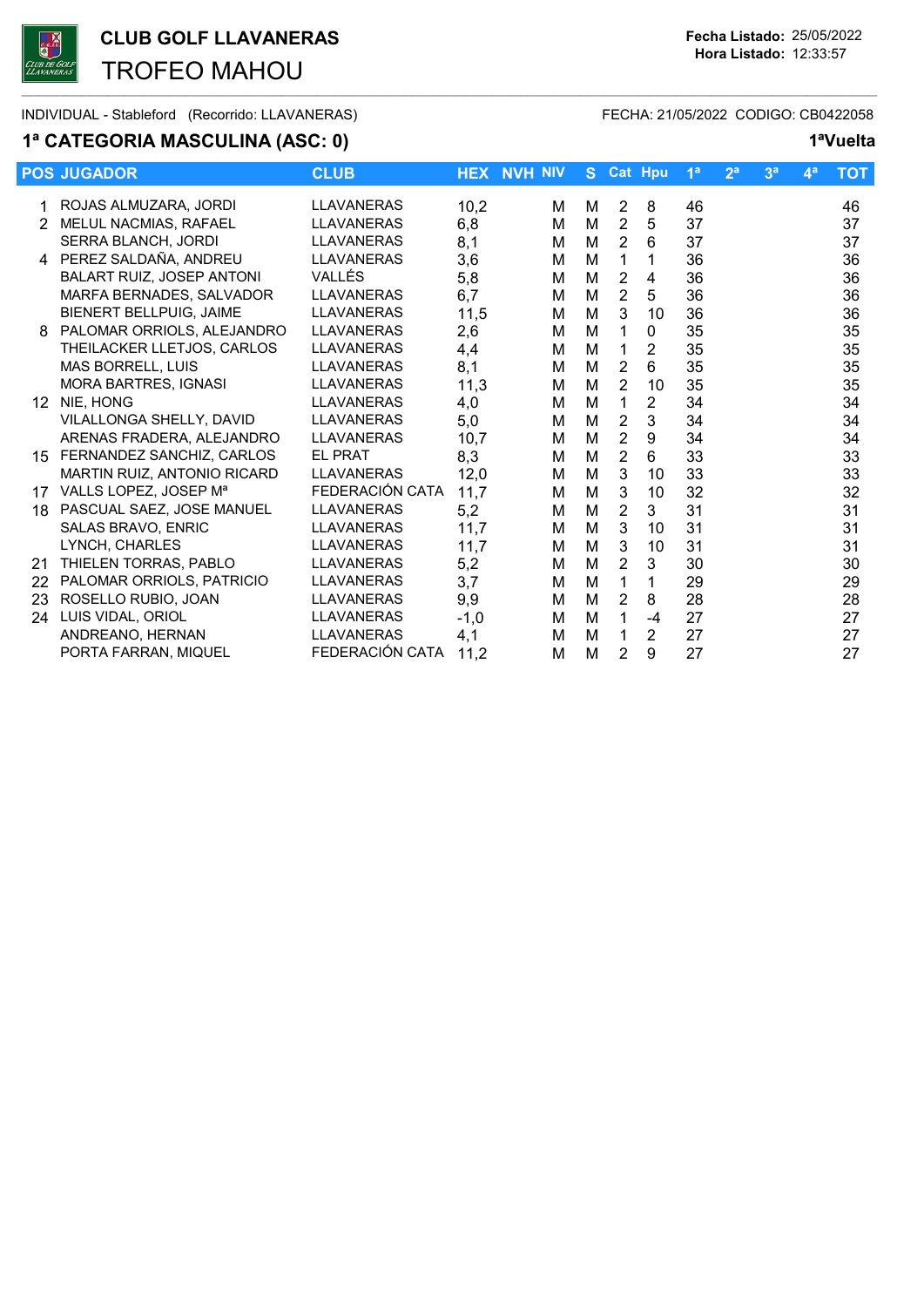**CLUB GOLF LLAVANERAS**

# TROFEO MAHOU

**Fecha Listado:** 25/05/2022
**Hora Listado:** 12:33:57

INDIVIDUAL - Stableford (Recorrido: LLAVANERAS) FECHA: 21/05/2022 CODIGO: CB0422058

## 1ª CATEGORIA MASCULINA (ASC: 0)

**1ªVuelta**

| POS | JUGADOR | CLUB | HEX | NVH | NIV | S | Cat | Hpu | 1ª | 2ª | 3ª | 4ª | TOT |
|---|---|---|---|---|---|---|---|---|---|---|---|---|---|
| 1 | ROJAS ALMUZARA, JORDI | LLAVANERAS | 10,2 | | M | M | 2 | 8 | 46 | | | | 46 |
| 2 | MELUL NACMIAS, RAFAEL | LLAVANERAS | 6,8 | | M | M | 2 | 5 | 37 | | | | 37 |
| | SERRA BLANCH, JORDI | LLAVANERAS | 8,1 | | M | M | 2 | 6 | 37 | | | | 37 |
| 4 | PEREZ SALDAÑA, ANDREU | LLAVANERAS | 3,6 | | M | M | 1 | 1 | 36 | | | | 36 |
| | BALART RUIZ, JOSEP ANTONI | VALLÉS | 5,8 | | M | M | 2 | 4 | 36 | | | | 36 |
| | MARFA BERNADES, SALVADOR | LLAVANERAS | 6,7 | | M | M | 2 | 5 | 36 | | | | 36 |
| | BIENERT BELLPUIG, JAIME | LLAVANERAS | 11,5 | | M | M | 3 | 10 | 36 | | | | 36 |
| 8 | PALOMAR ORRIOLS, ALEJANDRO | LLAVANERAS | 2,6 | | M | M | 1 | 0 | 35 | | | | 35 |
| | THEILACKER LLETJOS, CARLOS | LLAVANERAS | 4,4 | | M | M | 1 | 2 | 35 | | | | 35 |
| | MAS BORRELL, LUIS | LLAVANERAS | 8,1 | | M | M | 2 | 6 | 35 | | | | 35 |
| | MORA BARTRES, IGNASI | LLAVANERAS | 11,3 | | M | M | 2 | 10 | 35 | | | | 35 |
| 12 | NIE, HONG | LLAVANERAS | 4,0 | | M | M | 1 | 2 | 34 | | | | 34 |
| | VILALLONGA SHELLY, DAVID | LLAVANERAS | 5,0 | | M | M | 2 | 3 | 34 | | | | 34 |
| | ARENAS FRADERA, ALEJANDRO | LLAVANERAS | 10,7 | | M | M | 2 | 9 | 34 | | | | 34 |
| 15 | FERNANDEZ SANCHIZ, CARLOS | EL PRAT | 8,3 | | M | M | 2 | 6 | 33 | | | | 33 |
| | MARTIN RUIZ, ANTONIO RICARD | LLAVANERAS | 12,0 | | M | M | 3 | 10 | 33 | | | | 33 |
| 17 | VALLS LOPEZ, JOSEP Mª | FEDERACIÓN CATA | 11,7 | | M | M | 3 | 10 | 32 | | | | 32 |
| 18 | PASCUAL SAEZ, JOSE MANUEL | LLAVANERAS | 5,2 | | M | M | 2 | 3 | 31 | | | | 31 |
| | SALAS BRAVO, ENRIC | LLAVANERAS | 11,7 | | M | M | 3 | 10 | 31 | | | | 31 |
| | LYNCH, CHARLES | LLAVANERAS | 11,7 | | M | M | 3 | 10 | 31 | | | | 31 |
| 21 | THIELEN TORRAS, PABLO | LLAVANERAS | 5,2 | | M | M | 2 | 3 | 30 | | | | 30 |
| 22 | PALOMAR ORRIOLS, PATRICIO | LLAVANERAS | 3,7 | | M | M | 1 | 1 | 29 | | | | 29 |
| 23 | ROSELLO RUBIO, JOAN | LLAVANERAS | 9,9 | | M | M | 2 | 8 | 28 | | | | 28 |
| 24 | LUIS VIDAL, ORIOL | LLAVANERAS | -1,0 | | M | M | 1 | -4 | 27 | | | | 27 |
| | ANDREANO, HERNAN | LLAVANERAS | 4,1 | | M | M | 1 | 2 | 27 | | | | 27 |
| | PORTA FARRAN, MIQUEL | FEDERACIÓN CATA | 11,2 | | M | M | 2 | 9 | 27 | | | | 27 |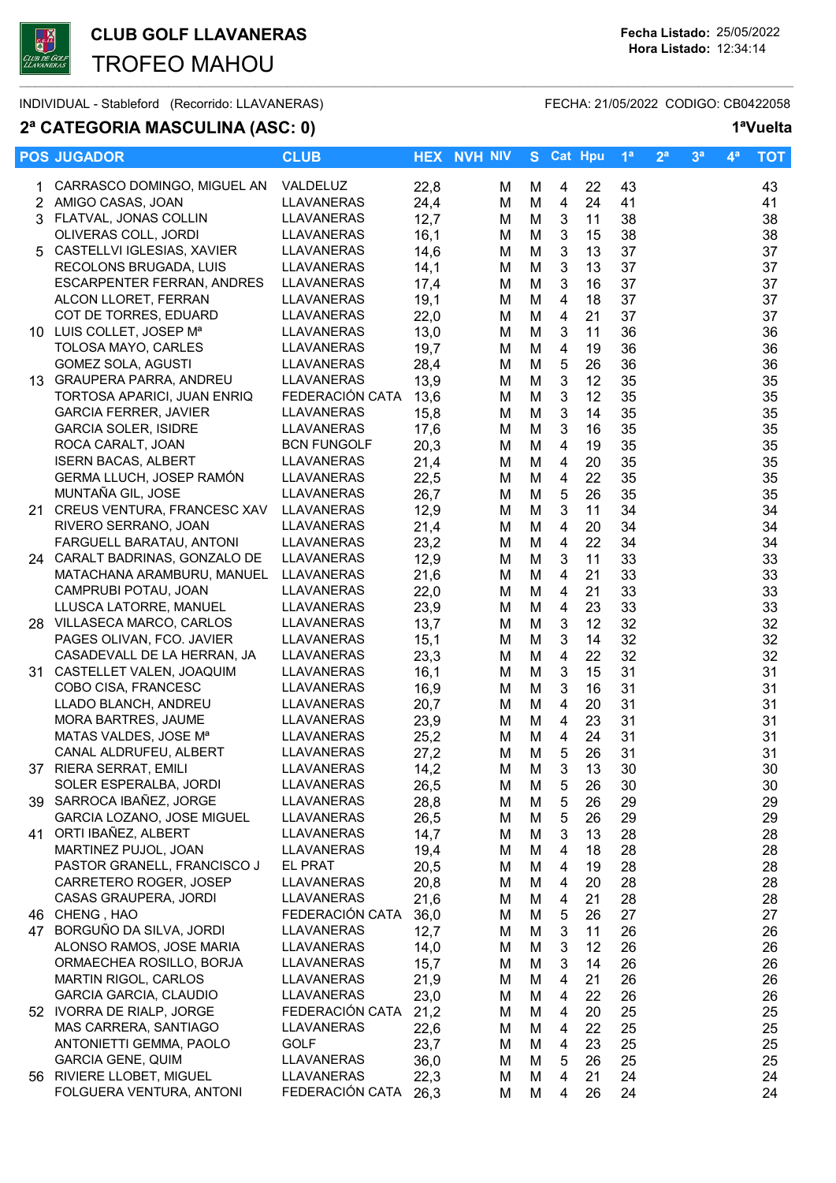# CLUB GOLF LLAVANERAS

## TROFEO MAHOU

**Fecha Listado:** 25/05/2022
**Hora Listado:** 12:34:14

INDIVIDUAL - Stableford (Recorrido: LLAVANERAS) FECHA: 21/05/2022 CODIGO: CB0422058

## 2ª CATEGORIA MASCULINA (ASC: 0)

**1ªVuelta**

| POS | JUGADOR | CLUB | HEX | NVH | NIV | S | Cat | Hpu | 1ª | 2ª | 3ª | 4ª | TOT |
|---|---|---|---|---|---|---|---|---|---|---|---|---|---|
| 1 | CARRASCO DOMINGO, MIGUEL AN | VALDELUZ | 22,8 | | M | M | 4 | 22 | 43 | | | | 43 |
| 2 | AMIGO CASAS, JOAN | LLAVANERAS | 24,4 | | M | M | 4 | 24 | 41 | | | | 41 |
| 3 | FLATVAL, JONAS COLLIN | LLAVANERAS | 12,7 | | M | M | 3 | 11 | 38 | | | | 38 |
| | OLIVERAS COLL, JORDI | LLAVANERAS | 16,1 | | M | M | 3 | 15 | 38 | | | | 38 |
| 5 | CASTELLVI IGLESIAS, XAVIER | LLAVANERAS | 14,6 | | M | M | 3 | 13 | 37 | | | | 37 |
| | RECOLONS BRUGADA, LUIS | LLAVANERAS | 14,1 | | M | M | 3 | 13 | 37 | | | | 37 |
| | ESCARPENTER FERRAN, ANDRES | LLAVANERAS | 17,4 | | M | M | 3 | 16 | 37 | | | | 37 |
| | ALCON LLORET, FERRAN | LLAVANERAS | 19,1 | | M | M | 4 | 18 | 37 | | | | 37 |
| | COT DE TORRES, EDUARD | LLAVANERAS | 22,0 | | M | M | 4 | 21 | 37 | | | | 37 |
| 10 | LUIS COLLET, JOSEP Mª | LLAVANERAS | 13,0 | | M | M | 3 | 11 | 36 | | | | 36 |
| | TOLOSA MAYO, CARLES | LLAVANERAS | 19,7 | | M | M | 4 | 19 | 36 | | | | 36 |
| | GOMEZ SOLA, AGUSTI | LLAVANERAS | 28,4 | | M | M | 5 | 26 | 36 | | | | 36 |
| 13 | GRAUPERA PARRA, ANDREU | LLAVANERAS | 13,9 | | M | M | 3 | 12 | 35 | | | | 35 |
| | TORTOSA APARICI, JUAN ENRIQ | FEDERACIÓN CATA | 13,6 | | M | M | 3 | 12 | 35 | | | | 35 |
| | GARCIA FERRER, JAVIER | LLAVANERAS | 15,8 | | M | M | 3 | 14 | 35 | | | | 35 |
| | GARCIA SOLER, ISIDRE | LLAVANERAS | 17,6 | | M | M | 3 | 16 | 35 | | | | 35 |
| | ROCA CARALT, JOAN | BCN FUNGOLF | 20,3 | | M | M | 4 | 19 | 35 | | | | 35 |
| | ISERN BACAS, ALBERT | LLAVANERAS | 21,4 | | M | M | 4 | 20 | 35 | | | | 35 |
| | GERMA LLUCH, JOSEP RAMÓN | LLAVANERAS | 22,5 | | M | M | 4 | 22 | 35 | | | | 35 |
| | MUNTAÑA GIL, JOSE | LLAVANERAS | 26,7 | | M | M | 5 | 26 | 35 | | | | 35 |
| 21 | CREUS VENTURA, FRANCESC XAV | LLAVANERAS | 12,9 | | M | M | 3 | 11 | 34 | | | | 34 |
| | RIVERO SERRANO, JOAN | LLAVANERAS | 21,4 | | M | M | 4 | 20 | 34 | | | | 34 |
| | FARGUELL BARATAU, ANTONI | LLAVANERAS | 23,2 | | M | M | 4 | 22 | 34 | | | | 34 |
| 24 | CARALT BADRINAS, GONZALO DE | LLAVANERAS | 12,9 | | M | M | 3 | 11 | 33 | | | | 33 |
| | MATACHANA ARAMBURU, MANUEL | LLAVANERAS | 21,6 | | M | M | 4 | 21 | 33 | | | | 33 |
| | CAMPRUBI POTAU, JOAN | LLAVANERAS | 22,0 | | M | M | 4 | 21 | 33 | | | | 33 |
| | LLUSCA LATORRE, MANUEL | LLAVANERAS | 23,9 | | M | M | 4 | 23 | 33 | | | | 33 |
| 28 | VILLASECA MARCO, CARLOS | LLAVANERAS | 13,7 | | M | M | 3 | 12 | 32 | | | | 32 |
| | PAGES OLIVAN, FCO. JAVIER | LLAVANERAS | 15,1 | | M | M | 3 | 14 | 32 | | | | 32 |
| | CASADEVALL DE LA HERRAN, JA | LLAVANERAS | 23,3 | | M | M | 4 | 22 | 32 | | | | 32 |
| 31 | CASTELLET VALEN, JOAQUIM | LLAVANERAS | 16,1 | | M | M | 3 | 15 | 31 | | | | 31 |
| | COBO CISA, FRANCESC | LLAVANERAS | 16,9 | | M | M | 3 | 16 | 31 | | | | 31 |
| | LLADO BLANCH, ANDREU | LLAVANERAS | 20,7 | | M | M | 4 | 20 | 31 | | | | 31 |
| | MORA BARTRES, JAUME | LLAVANERAS | 23,9 | | M | M | 4 | 23 | 31 | | | | 31 |
| | MATAS VALDES, JOSE Mª | LLAVANERAS | 25,2 | | M | M | 4 | 24 | 31 | | | | 31 |
| | CANAL ALDRUFEU, ALBERT | LLAVANERAS | 27,2 | | M | M | 5 | 26 | 31 | | | | 31 |
| 37 | RIERA SERRAT, EMILI | LLAVANERAS | 14,2 | | M | M | 3 | 13 | 30 | | | | 30 |
| | SOLER ESPERALBA, JORDI | LLAVANERAS | 26,5 | | M | M | 5 | 26 | 30 | | | | 30 |
| 39 | SARROCA IBAÑEZ, JORGE | LLAVANERAS | 28,8 | | M | M | 5 | 26 | 29 | | | | 29 |
| | GARCIA LOZANO, JOSE MIGUEL | LLAVANERAS | 26,5 | | M | M | 5 | 26 | 29 | | | | 29 |
| 41 | ORTI IBAÑEZ, ALBERT | LLAVANERAS | 14,7 | | M | M | 3 | 13 | 28 | | | | 28 |
| | MARTINEZ PUJOL, JOAN | LLAVANERAS | 19,4 | | M | M | 4 | 18 | 28 | | | | 28 |
| | PASTOR GRANELL, FRANCISCO J | EL PRAT | 20,5 | | M | M | 4 | 19 | 28 | | | | 28 |
| | CARRETERO ROGER, JOSEP | LLAVANERAS | 20,8 | | M | M | 4 | 20 | 28 | | | | 28 |
| | CASAS GRAUPERA, JORDI | LLAVANERAS | 21,6 | | M | M | 4 | 21 | 28 | | | | 28 |
| 46 | CHENG , HAO | FEDERACIÓN CATA | 36,0 | | M | M | 5 | 26 | 27 | | | | 27 |
| 47 | BORGUÑO DA SILVA, JORDI | LLAVANERAS | 12,7 | | M | M | 3 | 11 | 26 | | | | 26 |
| | ALONSO RAMOS, JOSE MARIA | LLAVANERAS | 14,0 | | M | M | 3 | 12 | 26 | | | | 26 |
| | ORMAECHEA ROSILLO, BORJA | LLAVANERAS | 15,7 | | M | M | 3 | 14 | 26 | | | | 26 |
| | MARTIN RIGOL, CARLOS | LLAVANERAS | 21,9 | | M | M | 4 | 21 | 26 | | | | 26 |
| | GARCIA GARCIA, CLAUDIO | LLAVANERAS | 23,0 | | M | M | 4 | 22 | 26 | | | | 26 |
| 52 | IVORRA DE RIALP, JORGE | FEDERACIÓN CATA | 21,2 | | M | M | 4 | 20 | 25 | | | | 25 |
| | MAS CARRERA, SANTIAGO | LLAVANERAS | 22,6 | | M | M | 4 | 22 | 25 | | | | 25 |
| | ANTONIETTI GEMMA, PAOLO | GOLF | 23,7 | | M | M | 4 | 23 | 25 | | | | 25 |
| | GARCIA GENE, QUIM | LLAVANERAS | 36,0 | | M | M | 5 | 26 | 25 | | | | 25 |
| 56 | RIVIERE LLOBET, MIGUEL | LLAVANERAS | 22,3 | | M | M | 4 | 21 | 24 | | | | 24 |
| | FOLGUERA VENTURA, ANTONI | FEDERACIÓN CATA | 26,3 | | M | M | 4 | 26 | 24 | | | | 24 |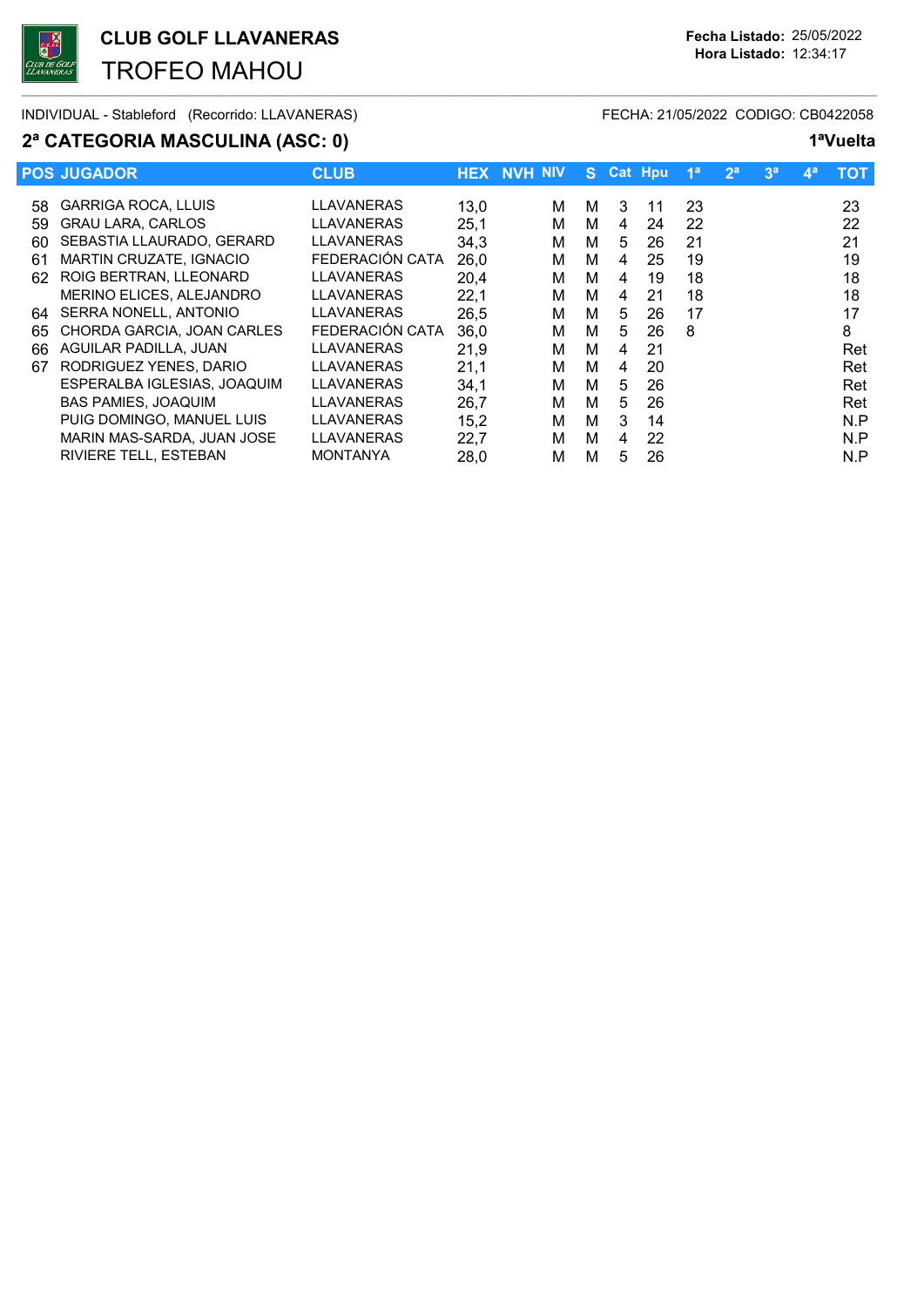# CLUB GOLF LLAVANERAS

## TROFEO MAHOU

**Fecha Listado:** 25/05/2022
**Hora Listado:** 12:34:17

INDIVIDUAL - Stableford (Recorrido: LLAVANERAS) FECHA: 21/05/2022 CODIGO: CB0422058

## 2ª CATEGORIA MASCULINA (ASC: 0)

**1ªVuelta**

| POS | JUGADOR | CLUB | HEX | NVH | NIV | S | Cat | Hpu | 1ª | 2ª | 3ª | 4ª | TOT |
|---|---|---|---|---|---|---|---|---|---|---|---|---|---|
| 58 | GARRIGA ROCA, LLUIS | LLAVANERAS | 13,0 | | M | M | 3 | 11 | 23 | | | | 23 |
| 59 | GRAU LARA, CARLOS | LLAVANERAS | 25,1 | | M | M | 4 | 24 | 22 | | | | 22 |
| 60 | SEBASTIA LLAURADO, GERARD | LLAVANERAS | 34,3 | | M | M | 5 | 26 | 21 | | | | 21 |
| 61 | MARTIN CRUZATE, IGNACIO | FEDERACIÓN CATA | 26,0 | | M | M | 4 | 25 | 19 | | | | 19 |
| 62 | ROIG BERTRAN, LLEONARD | LLAVANERAS | 20,4 | | M | M | 4 | 19 | 18 | | | | 18 |
| | MERINO ELICES, ALEJANDRO | LLAVANERAS | 22,1 | | M | M | 4 | 21 | 18 | | | | 18 |
| 64 | SERRA NONELL, ANTONIO | LLAVANERAS | 26,5 | | M | M | 5 | 26 | 17 | | | | 17 |
| 65 | CHORDA GARCIA, JOAN CARLES | FEDERACIÓN CATA | 36,0 | | M | M | 5 | 26 | 8 | | | | 8 |
| 66 | AGUILAR PADILLA, JUAN | LLAVANERAS | 21,9 | | M | M | 4 | 21 | | | | | Ret |
| 67 | RODRIGUEZ YENES, DARIO | LLAVANERAS | 21,1 | | M | M | 4 | 20 | | | | | Ret |
| | ESPERALBA IGLESIAS, JOAQUIM | LLAVANERAS | 34,1 | | M | M | 5 | 26 | | | | | Ret |
| | BAS PAMIES, JOAQUIM | LLAVANERAS | 26,7 | | M | M | 5 | 26 | | | | | Ret |
| | PUIG DOMINGO, MANUEL LUIS | LLAVANERAS | 15,2 | | M | M | 3 | 14 | | | | | N.P |
| | MARIN MAS-SARDA, JUAN JOSE | LLAVANERAS | 22,7 | | M | M | 4 | 22 | | | | | N.P |
| | RIVIERE TELL, ESTEBAN | MONTANYA | 28,0 | | M | M | 5 | 26 | | | | | N.P |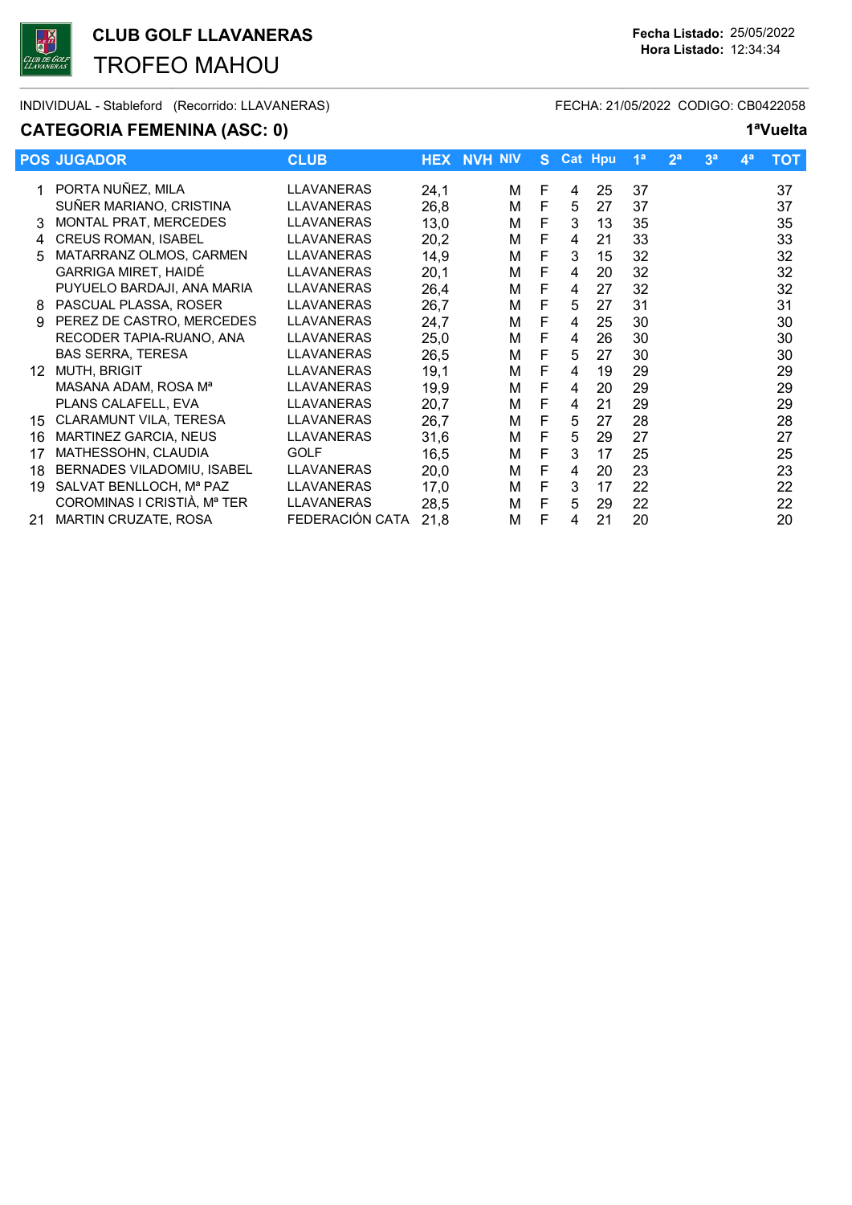# CLUB GOLF LLAVANERAS

## TROFEO MAHOU

Fecha Listado: 25/05/2022
Hora Listado: 12:34:34

INDIVIDUAL - Stableford (Recorrido: LLAVANERAS) FECHA: 21/05/2022 CODIGO: CB0422058

## CATEGORIA FEMENINA (ASC: 0)

1ªVuelta

| POS | JUGADOR | CLUB | HEX | NVH | NIV | S | Cat | Hpu | 1ª | 2ª | 3ª | 4ª | TOT |
|---|---|---|---|---|---|---|---|---|---|---|---|---|---|
| 1 | PORTA NUÑEZ, MILA | LLAVANERAS | 24,1 | | M | F | 4 | 25 | 37 | | | | 37 |
| | SUÑER MARIANO, CRISTINA | LLAVANERAS | 26,8 | | M | F | 5 | 27 | 37 | | | | 37 |
| 3 | MONTAL PRAT, MERCEDES | LLAVANERAS | 13,0 | | M | F | 3 | 13 | 35 | | | | 35 |
| 4 | CREUS ROMAN, ISABEL | LLAVANERAS | 20,2 | | M | F | 4 | 21 | 33 | | | | 33 |
| 5 | MATARRANZ OLMOS, CARMEN | LLAVANERAS | 14,9 | | M | F | 3 | 15 | 32 | | | | 32 |
| | GARRIGA MIRET, HAIDÉ | LLAVANERAS | 20,1 | | M | F | 4 | 20 | 32 | | | | 32 |
| | PUYUELO BARDAJI, ANA MARIA | LLAVANERAS | 26,4 | | M | F | 4 | 27 | 32 | | | | 32 |
| 8 | PASCUAL PLASSA, ROSER | LLAVANERAS | 26,7 | | M | F | 5 | 27 | 31 | | | | 31 |
| 9 | PEREZ DE CASTRO, MERCEDES | LLAVANERAS | 24,7 | | M | F | 4 | 25 | 30 | | | | 30 |
| | RECODER TAPIA-RUANO, ANA | LLAVANERAS | 25,0 | | M | F | 4 | 26 | 30 | | | | 30 |
| | BAS SERRA, TERESA | LLAVANERAS | 26,5 | | M | F | 5 | 27 | 30 | | | | 30 |
| 12 | MUTH, BRIGIT | LLAVANERAS | 19,1 | | M | F | 4 | 19 | 29 | | | | 29 |
| | MASANA ADAM, ROSA Mª | LLAVANERAS | 19,9 | | M | F | 4 | 20 | 29 | | | | 29 |
| | PLANS CALAFELL, EVA | LLAVANERAS | 20,7 | | M | F | 4 | 21 | 29 | | | | 29 |
| 15 | CLARAMUNT VILA, TERESA | LLAVANERAS | 26,7 | | M | F | 5 | 27 | 28 | | | | 28 |
| 16 | MARTINEZ GARCIA, NEUS | LLAVANERAS | 31,6 | | M | F | 5 | 29 | 27 | | | | 27 |
| 17 | MATHESSOHN, CLAUDIA | GOLF | 16,5 | | M | F | 3 | 17 | 25 | | | | 25 |
| 18 | BERNADES VILADOMIU, ISABEL | LLAVANERAS | 20,0 | | M | F | 4 | 20 | 23 | | | | 23 |
| 19 | SALVAT BENLLOCH, Mª PAZ | LLAVANERAS | 17,0 | | M | F | 3 | 17 | 22 | | | | 22 |
| | COROMINAS I CRISTIÀ, Mª TER | LLAVANERAS | 28,5 | | M | F | 5 | 29 | 22 | | | | 22 |
| 21 | MARTIN CRUZATE, ROSA | FEDERACIÓN CATA | 21,8 | | M | F | 4 | 21 | 20 | | | | 20 |